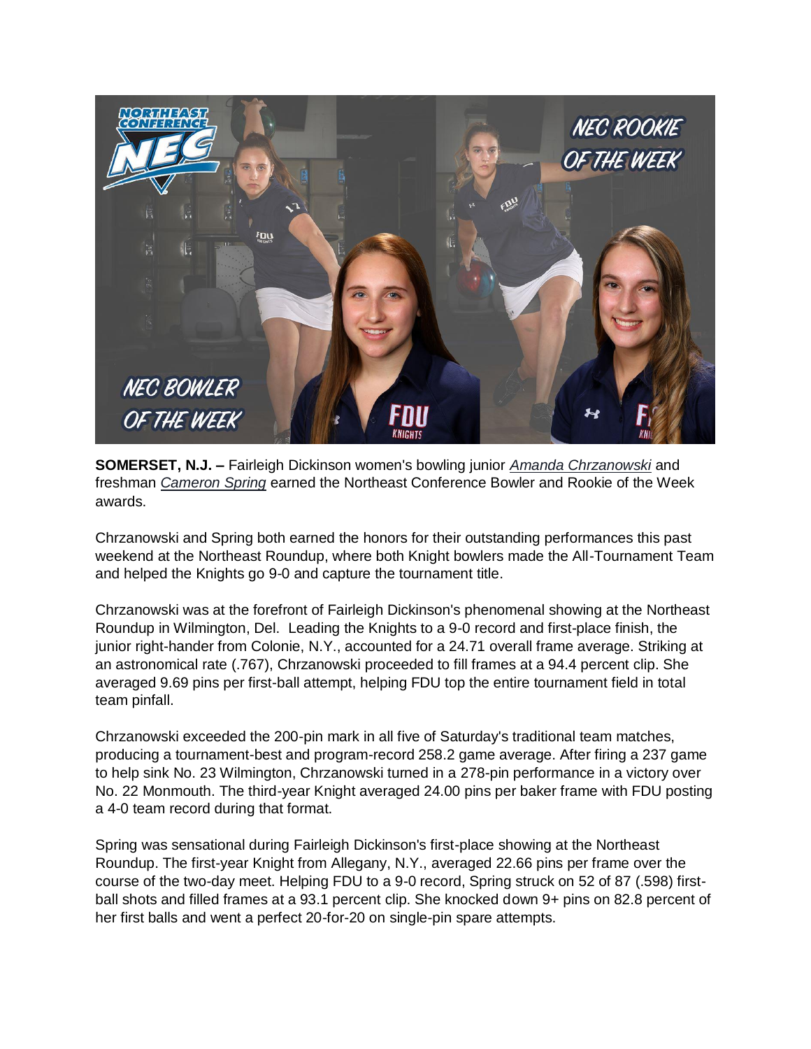**SOMERSET, N.J. –** Fairleigh Dickinson women's bowling junior *Amanda Chrzanowski* and freshman *Cameron Spring* earned the Northeast Conference Bowler and Rookie of the Week awards.

Chrzanowski and Spring both earned the honors for their outstanding performances this past weekend at the Northeast Roundup, where both Knight bowlers made the All-Tournament Team and helped the Knights go 9-0 and capture the tournament title.

Chrzanowski was at the forefront of Fairleigh Dickinson's phenomenal showing at the Northeast Roundup in Wilmington, Del. Leading the Knights to a 9-0 record and first-place finish, the junior right-hander from Colonie, N.Y., accounted for a 24.71 overall frame average. Striking at an astronomical rate (.767), Chrzanowski proceeded to fill frames at a 94.4 percent clip. She averaged 9.69 pins per first-ball attempt, helping FDU top the entire tournament field in total team pinfall.

Chrzanowski exceeded the 200-pin mark in all five of Saturday's traditional team matches, producing a tournament-best and program-record 258.2 game average. After firing a 237 game to help sink No. 23 Wilmington, Chrzanowski turned in a 278-pin performance in a victory over No. 22 Monmouth. The third-year Knight averaged 24.00 pins per baker frame with FDU posting a 4-0 team record during that format.

Spring was sensational during Fairleigh Dickinson's first-place showing at the Northeast Roundup. The first-year Knight from Allegany, N.Y., averaged 22.66 pins per frame over the course of the two-day meet. Helping FDU to a 9-0 record, Spring struck on 52 of 87 (.598) first-ball shots and filled frames at a 93.1 percent clip. She knocked down 9+ pins on 82.8 percent of her first balls and went a perfect 20-for-20 on single-pin spare attempts.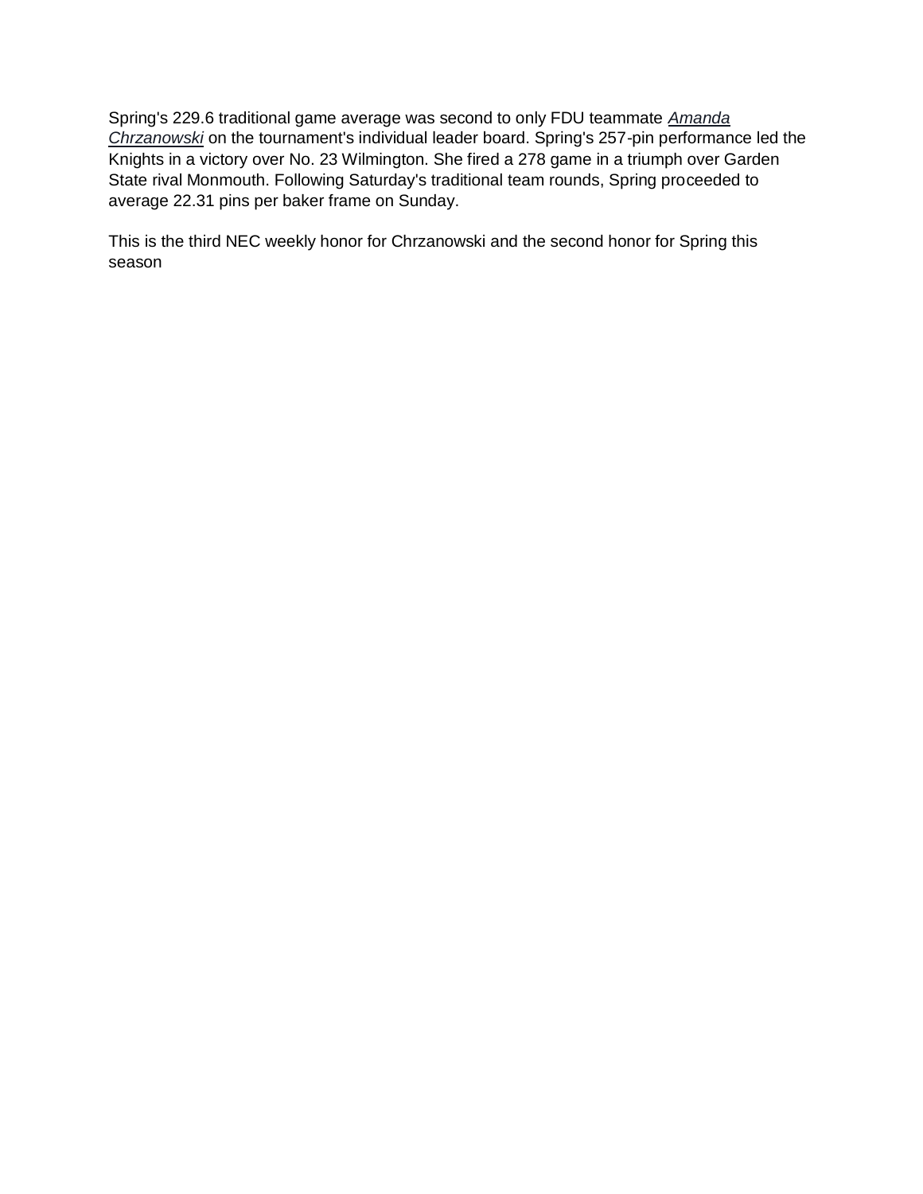Spring's 229.6 traditional game average was second to only FDU teammate *Amanda Chrzanowski* on the tournament's individual leader board. Spring's 257-pin performance led the Knights in a victory over No. 23 Wilmington. She fired a 278 game in a triumph over Garden State rival Monmouth. Following Saturday's traditional team rounds, Spring proceeded to average 22.31 pins per baker frame on Sunday.

This is the third NEC weekly honor for Chrzanowski and the second honor for Spring this season